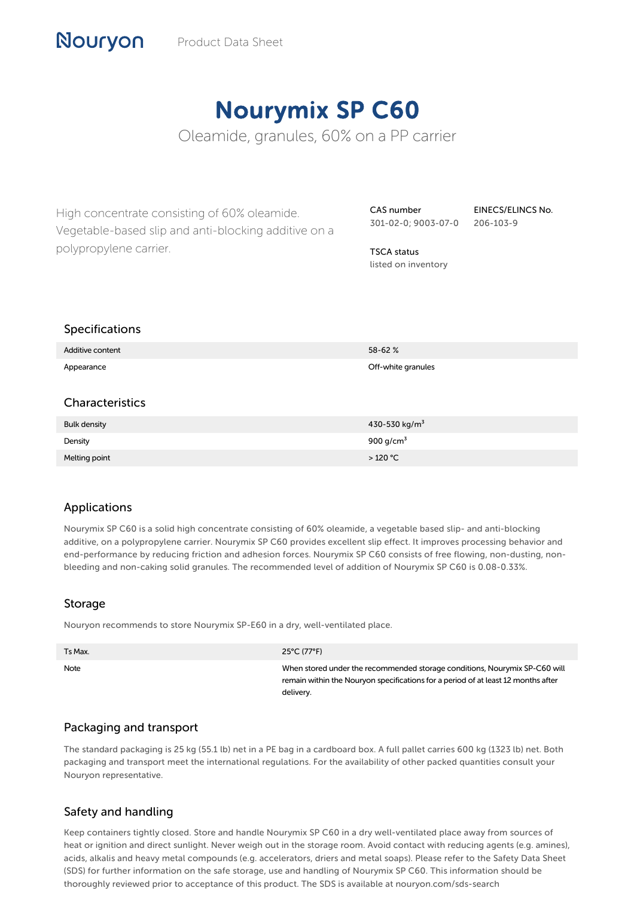Nouryon Product Data Sheet

# Nourymix SP C60

Oleamide, granules, 60% on a PP carrier

High concentrate consisting of 60% oleamide. Vegetable-based slip and anti-blocking additive on a polypropylene carrier.

**CAS number**
301-02-0; 9003-07-0

**EINECS/ELINCS No.**
206-103-9

**TSCA status**
listed on inventory

## Specifications

| | |
|---|---|
| Additive content | 58-62 % |
| Appearance | Off-white granules |

## Characteristics

| | |
|---|---|
| Bulk density | 430-530 kg/$m^3$ |
| Density | 900 g/$cm^3$ |
| Melting point | > 120 °C |

## Applications

Nourymix SP C60 is a solid high concentrate consisting of 60% oleamide, a vegetable based slip- and anti-blocking additive, on a polypropylene carrier. Nourymix SP C60 provides excellent slip effect. It improves processing behavior and end-performance by reducing friction and adhesion forces. Nourymix SP C60 consists of free flowing, non-dusting, non-bleeding and non-caking solid granules. The recommended level of addition of Nourymix SP C60 is 0.08-0.33%.

## Storage

Nouryon recommends to store Nourymix SP-E60 in a dry, well-ventilated place.

| | |
|---|---|
| Ts Max. | 25°C (77°F) |
| Note | When stored under the recommended storage conditions, Nourymix SP-C60 will remain within the Nouryon specifications for a period of at least 12 months after delivery. |

## Packaging and transport

The standard packaging is 25 kg (55.1 lb) net in a PE bag in a cardboard box. A full pallet carries 600 kg (1323 lb) net. Both packaging and transport meet the international regulations. For the availability of other packed quantities consult your Nouryon representative.

## Safety and handling

Keep containers tightly closed. Store and handle Nourymix SP C60 in a dry well-ventilated place away from sources of heat or ignition and direct sunlight. Never weigh out in the storage room. Avoid contact with reducing agents (e.g. amines), acids, alkalis and heavy metal compounds (e.g. accelerators, driers and metal soaps). Please refer to the Safety Data Sheet (SDS) for further information on the safe storage, use and handling of Nourymix SP C60. This information should be thoroughly reviewed prior to acceptance of this product. The SDS is available at nouryon.com/sds-search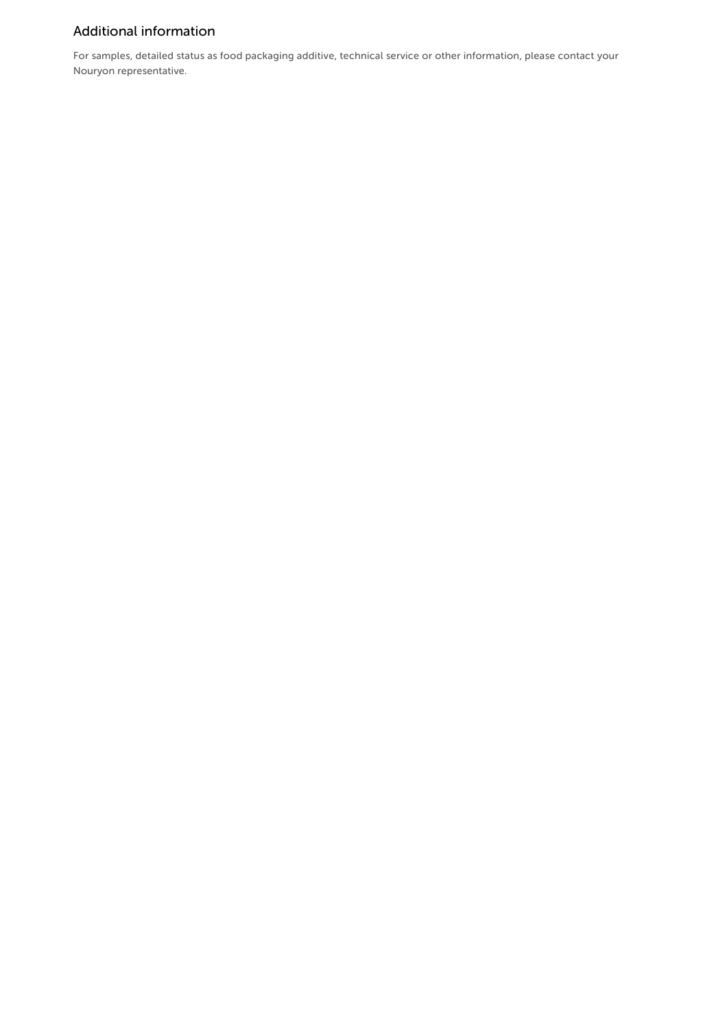## Additional information

For samples, detailed status as food packaging additive, technical service or other information, please contact your Nouryon representative.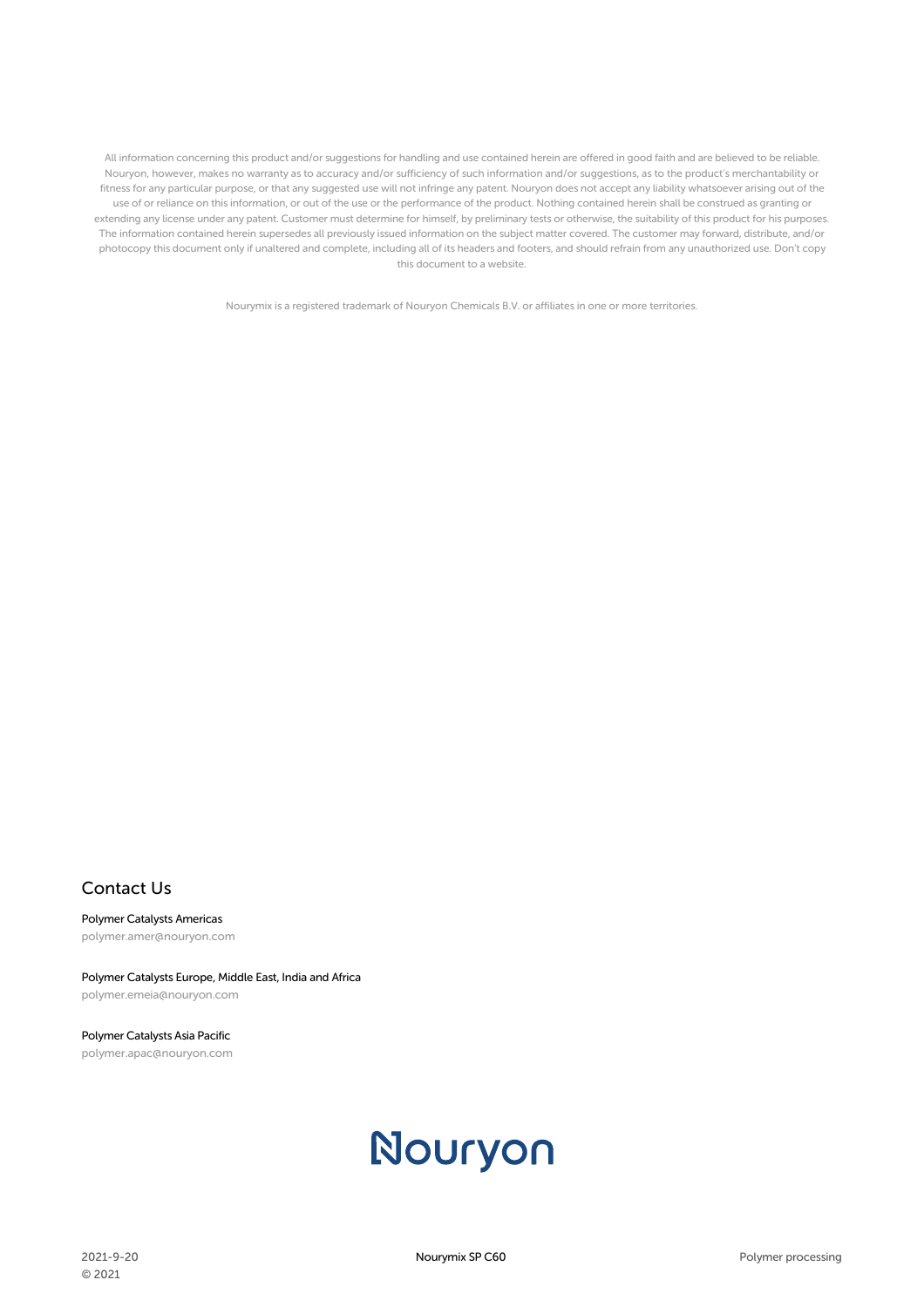All information concerning this product and/or suggestions for handling and use contained herein are offered in good faith and are believed to be reliable. Nouryon, however, makes no warranty as to accuracy and/or sufficiency of such information and/or suggestions, as to the product's merchantability or fitness for any particular purpose, or that any suggested use will not infringe any patent. Nouryon does not accept any liability whatsoever arising out of the use of or reliance on this information, or out of the use or the performance of the product. Nothing contained herein shall be construed as granting or extending any license under any patent. Customer must determine for himself, by preliminary tests or otherwise, the suitability of this product for his purposes. The information contained herein supersedes all previously issued information on the subject matter covered. The customer may forward, distribute, and/or photocopy this document only if unaltered and complete, including all of its headers and footers, and should refrain from any unauthorized use. Don't copy this document to a website.

Nourymix is a registered trademark of Nouryon Chemicals B.V. or affiliates in one or more territories.

## Contact Us

Polymer Catalysts Americas
polymer.amer@nouryon.com

Polymer Catalysts Europe, Middle East, India and Africa
polymer.emeia@nouryon.com

Polymer Catalysts Asia Pacific
polymer.apac@nouryon.com

Nouryon

2021-9-20
© 2021